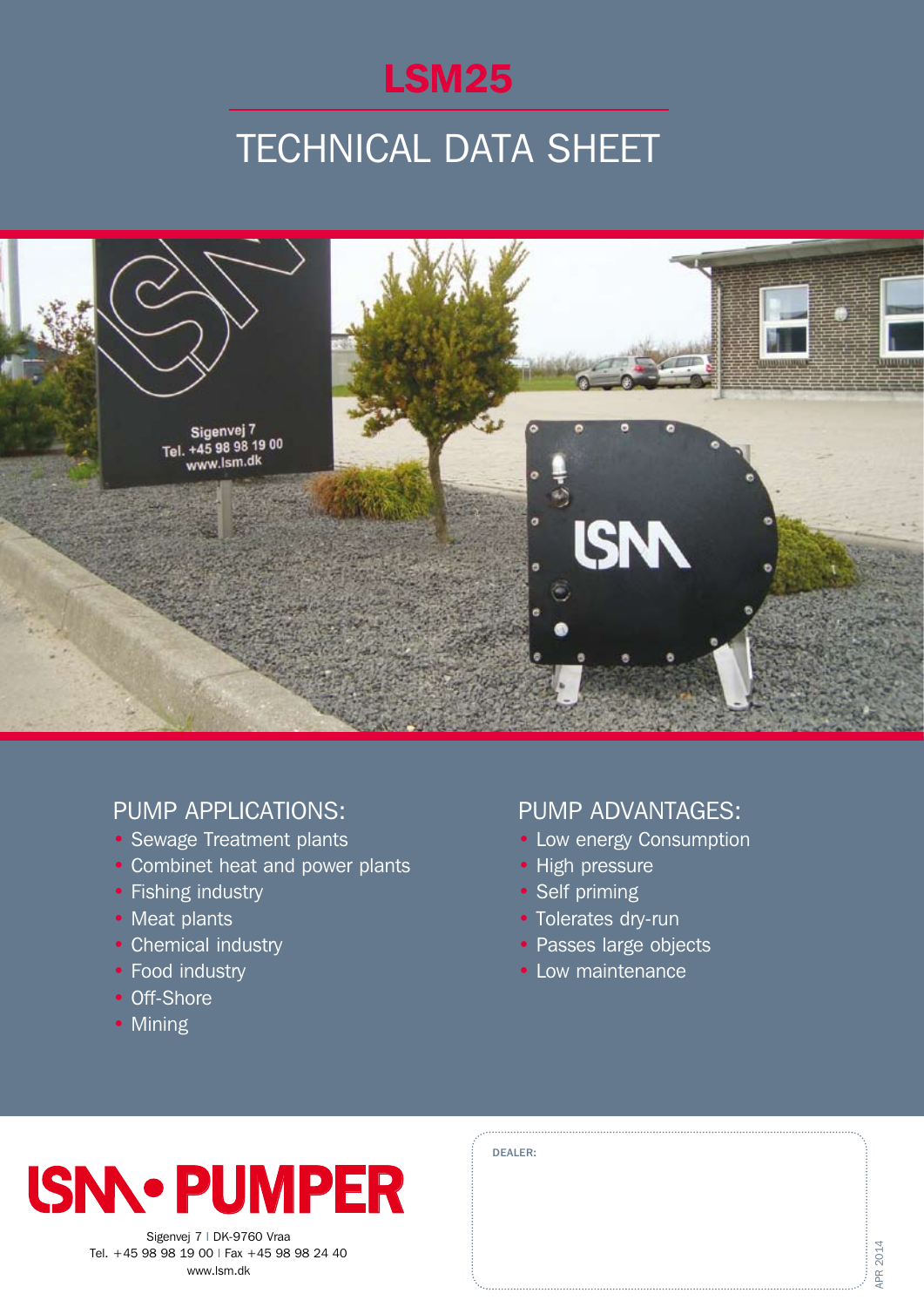# LSM25

## TECHNICAL DATA SHEET

## PUMP APPLICATIONS:

- Sewage Treatment plants
- Combinet heat and power plants
- Fishing industry
- Meat plants
- Chemical industry
- Food industry
- Off-Shore
- Mining

## PUMP ADVANTAGES:

- Low energy Consumption
- High pressure
- Self priming
- Tolerates dry-run
- Passes large objects
- Low maintenance

**LSM • PUMPER**

Sigenvej 7 | DK-9760 Vraa
Tel. +45 98 98 19 00 | Fax +45 98 98 24 40
www.lsm.dk

DEALER:

APR 2014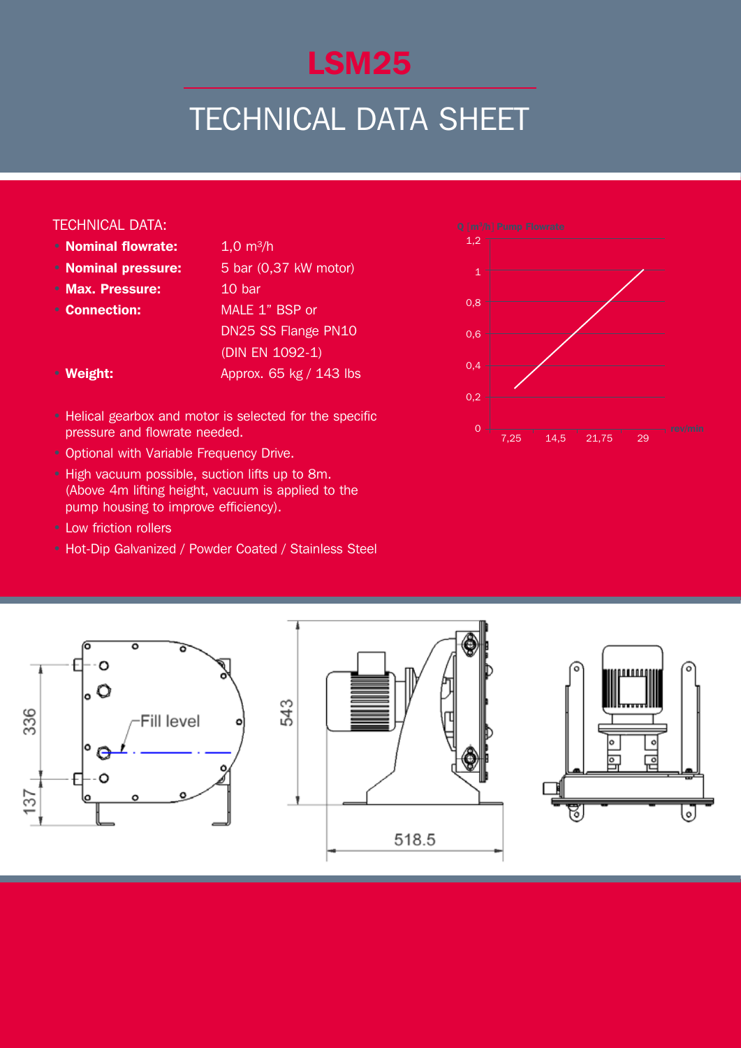# LSM25

# TECHNICAL DATA SHEET

TECHNICAL DATA:

- **Nominal flowrate:** 1,0 m³/h
- **Nominal pressure:** 5 bar (0,37 kW motor)
- **Max. Pressure:** 10 bar
- **Connection:** MALE 1" BSP or DN25 SS Flange PN10 (DIN EN 1092-1)
- **Weight:** Approx. 65 kg / 143 lbs

- Helical gearbox and motor is selected for the specific pressure and flowrate needed.
- Optional with Variable Frequency Drive.
- High vacuum possible, suction lifts up to 8m. (Above 4m lifting height, vacuum is applied to the pump housing to improve efficiency).
- Low friction rollers
- Hot-Dip Galvanized / Powder Coated / Stainless Steel

Q [m³/h] Pump Flowrate

1,2
1
0,8
0,6
0,4
0,2
0

7,25
14,5
21,75
29

rev/min

336
137
Fill level
543
518.5